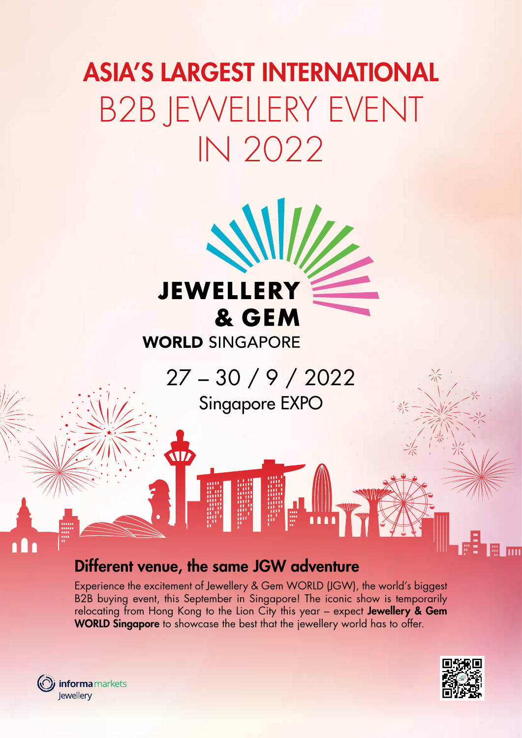# ASIA'S LARGEST INTERNATIONAL B2B JEWELLERY EVENT IN 2022

**JEWELLERY & GEM**
**WORLD** SINGAPORE

27 – 30 / 9 / 2022
Singapore EXPO

## Different venue, the same JGW adventure

Experience the excitement of Jewellery & Gem WORLD (JGW), the world's biggest B2B buying event, this September in Singapore! The iconic show is temporarily relocating from Hong Kong to the Lion City this year – expect **Jewellery & Gem WORLD Singapore** to showcase the best that the jewellery world has to offer.

**informa** markets
Jewellery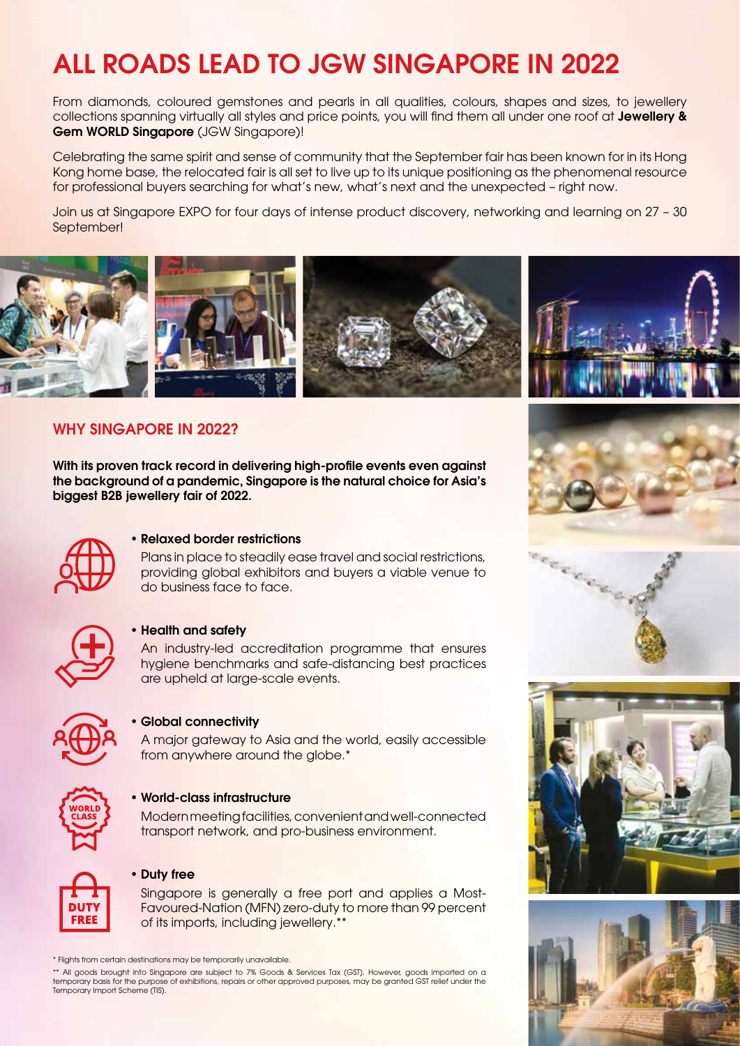# ALL ROADS LEAD TO JGW SINGAPORE IN 2022

From diamonds, coloured gemstones and pearls in all qualities, colours, shapes and sizes, to jewellery collections spanning virtually all styles and price points, you will find them all under one roof at **Jewellery & Gem WORLD Singapore** (JGW Singapore)!

Celebrating the same spirit and sense of community that the September fair has been known for in its Hong Kong home base, the relocated fair is all set to live up to its unique positioning as the phenomenal resource for professional buyers searching for what's new, what's next and the unexpected – right now.

Join us at Singapore EXPO for four days of intense product discovery, networking and learning on 27 – 30 September!

## WHY SINGAPORE IN 2022?

**With its proven track record in delivering high-profile events even against the background of a pandemic, Singapore is the natural choice for Asia's biggest B2B jewellery fair of 2022.**

- **Relaxed border restrictions**
  Plans in place to steadily ease travel and social restrictions, providing global exhibitors and buyers a viable venue to do business face to face.

- **Health and safety**
  An industry-led accreditation programme that ensures hygiene benchmarks and safe-distancing best practices are upheld at large-scale events.

- **Global connectivity**
  A major gateway to Asia and the world, easily accessible from anywhere around the globe.*

- **World-class infrastructure**
  Modern meeting facilities, convenient and well-connected transport network, and pro-business environment.

- **Duty free**
  Singapore is generally a free port and applies a Most-Favoured-Nation (MFN) zero-duty to more than 99 percent of its imports, including jewellery.**

\* Flights from certain destinations may be temporarily unavailable.

** All goods brought into Singapore are subject to 7% Goods & Services Tax (GST). However, goods imported on a temporary basis for the purpose of exhibitions, repairs or other approved purposes, may be granted GST relief under the Temporary Import Scheme (TIS).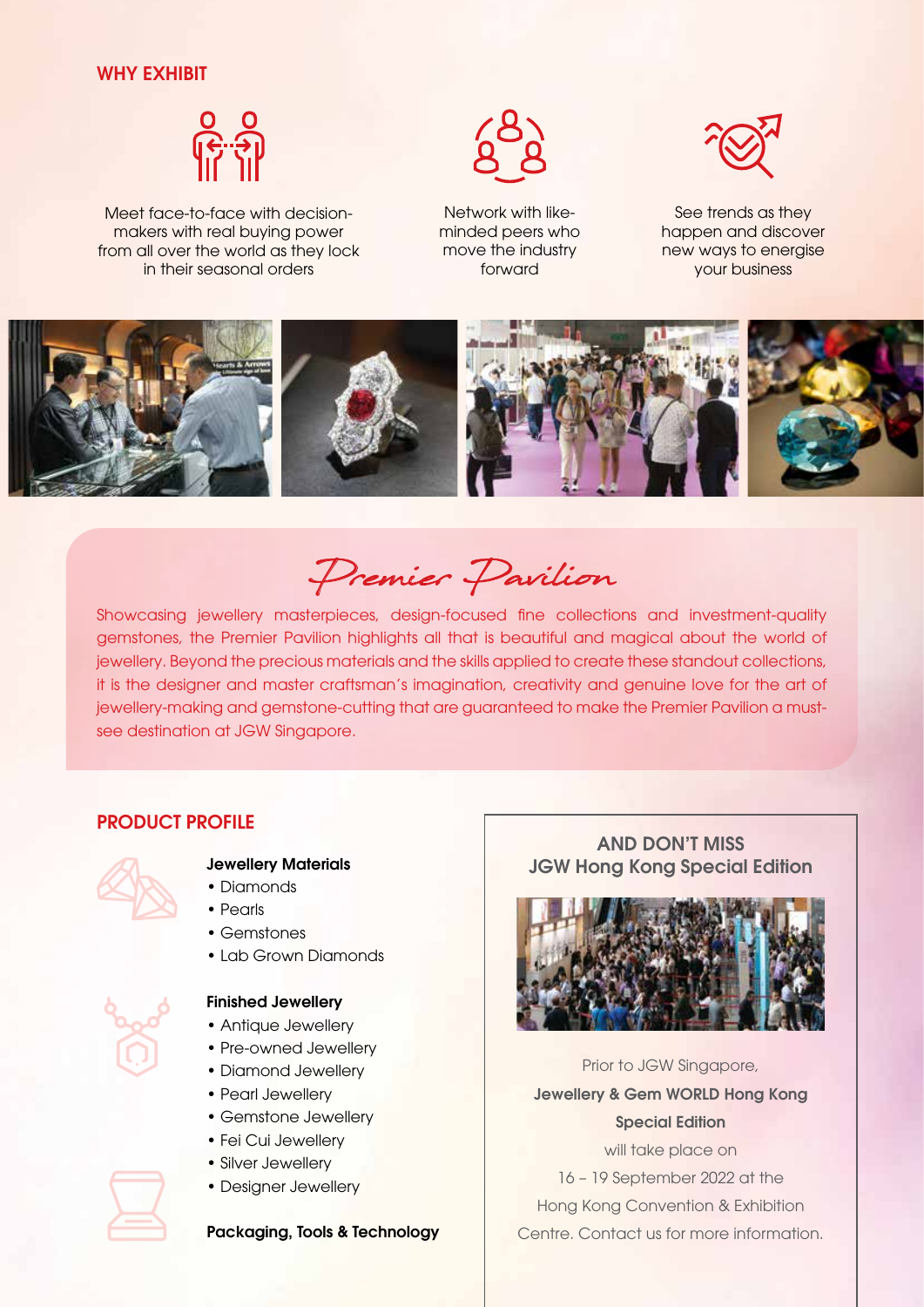## WHY EXHIBIT

Meet face-to-face with decision-makers with real buying power from all over the world as they lock in their seasonal orders

Network with like-minded peers who move the industry forward

See trends as they happen and discover new ways to energise your business

## Premier Pavilion

Showcasing jewellery masterpieces, design-focused fine collections and investment-quality gemstones, the Premier Pavilion highlights all that is beautiful and magical about the world of jewellery. Beyond the precious materials and the skills applied to create these standout collections, it is the designer and master craftsman's imagination, creativity and genuine love for the art of jewellery-making and gemstone-cutting that are guaranteed to make the Premier Pavilion a must-see destination at JGW Singapore.

## PRODUCT PROFILE

**Jewellery Materials**

- Diamonds
- Pearls
- Gemstones
- Lab Grown Diamonds

**Finished Jewellery**

- Antique Jewellery
- Pre-owned Jewellery
- Diamond Jewellery
- Pearl Jewellery
- Gemstone Jewellery
- Fei Cui Jewellery
- Silver Jewellery
- Designer Jewellery

**Packaging, Tools & Technology**

### AND DON'T MISS JGW Hong Kong Special Edition

Prior to JGW Singapore, **Jewellery & Gem WORLD Hong Kong Special Edition** will take place on 16 – 19 September 2022 at the Hong Kong Convention & Exhibition Centre. Contact us for more information.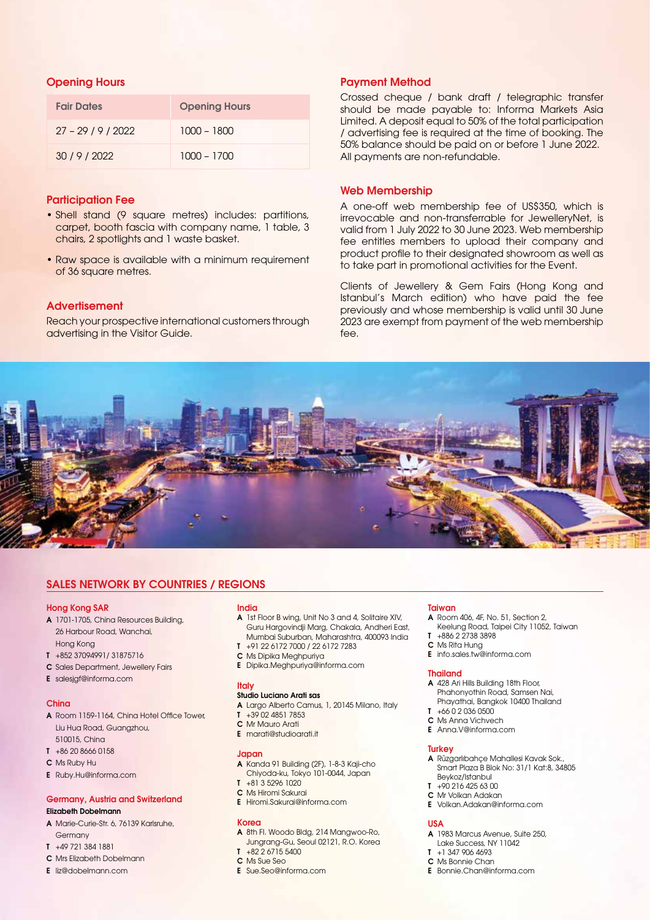## Opening Hours

| Fair Dates | Opening Hours |
|---|---|
| 27 – 29 / 9 / 2022 | 1000 – 1800 |
| 30 / 9 / 2022 | 1000 – 1700 |

## Participation Fee

- Shell stand (9 square metres) includes: partitions, carpet, booth fascia with company name, 1 table, 3 chairs, 2 spotlights and 1 waste basket.
- Raw space is available with a minimum requirement of 36 square metres.

## Advertisement

Reach your prospective international customers through advertising in the Visitor Guide.

## Payment Method

Crossed cheque / bank draft / telegraphic transfer should be made payable to: Informa Markets Asia Limited. A deposit equal to 50% of the total participation / advertising fee is required at the time of booking. The 50% balance should be paid on or before 1 June 2022. All payments are non-refundable.

## Web Membership

A one-off web membership fee of US$350, which is irrevocable and non-transferrable for JewelleryNet, is valid from 1 July 2022 to 30 June 2023. Web membership fee entitles members to upload their company and product profile to their designated showroom as well as to take part in promotional activities for the Event.

Clients of Jewellery & Gem Fairs (Hong Kong and Istanbul's March edition) who have paid the fee previously and whose membership is valid until 30 June 2023 are exempt from payment of the web membership fee.

## SALES NETWORK BY COUNTRIES / REGIONS

### Hong Kong SAR

**A** 1701-1705, China Resources Building, 26 Harbour Road, Wanchai, Hong Kong
**T** +852 37094991/ 31875716
**C** Sales Department, Jewellery Fairs
**E** salesjgf@informa.com

### China

**A** Room 1159-1164, China Hotel Office Tower, Liu Hua Road, Guangzhou, 510015, China
**T** +86 20 8666 0158
**C** Ms Ruby Hu
**E** Ruby.Hu@informa.com

### Germany, Austria and Switzerland

**Elizabeth Dobelmann**
**A** Marie-Curie-Str. 6, 76139 Karlsruhe, Germany
**T** +49 721 384 1881
**C** Mrs Elizabeth Dobelmann
**E** liz@dobelmann.com

### India

**A** 1st Floor B wing, Unit No 3 and 4, Solitaire XIV, Guru Hargovindji Marg, Chakala, Andheri East, Mumbai Suburban, Maharashtra, 400093 India
**T** +91 22 6172 7000 / 22 6172 7283
**C** Ms Dipika Meghpuriya
**E** Dipika.Meghpuriya@informa.com

### Italy

**Studio Luciano Arati sas**
**A** Largo Alberto Camus, 1, 20145 Milano, Italy
**T** +39 02 4851 7853
**C** Mr Mauro Arati
**E** marati@studioarati.it

### Japan

**A** Kanda 91 Building (2F), 1-8-3 Kaji-cho Chiyoda-ku, Tokyo 101-0044, Japan
**T** +81 3 5296 1020
**C** Ms Hiromi Sakurai
**E** Hiromi.Sakurai@informa.com

### Korea

**A** 8th Fl. Woodo Bldg, 214 Mangwoo-Ro, Jungrang-Gu, Seoul 02121, R.O. Korea
**T** +82 2 6715 5400
**C** Ms Sue Seo
**E** Sue.Seo@informa.com

### Taiwan

**A** Room 406, 4F, No. 51, Section 2, Keelung Road, Taipei City 11052, Taiwan
**T** +886 2 2738 3898
**C** Ms Rita Hung
**E** info.sales.tw@informa.com

### Thailand

**A** 428 Ari Hills Building 18th Floor, Phahonyothin Road, Samsen Nai, Phayathai, Bangkok 10400 Thailand
**T** +66 0 2 036 0500
**C** Ms Anna Vichvech
**E** Anna.V@informa.com

### Turkey

**A** Rüzgarlıbahçe Mahallesi Kavak Sok., Smart Plaza B Blok No: 31/1 Kat:8, 34805 Beykoz/Istanbul
**T** +90 216 425 63 00
**C** Mr Volkan Adakan
**E** Volkan.Adakan@informa.com

### USA

**A** 1983 Marcus Avenue, Suite 250, Lake Success, NY 11042
**T** +1 347 906 4693
**C** Ms Bonnie Chan
**E** Bonnie.Chan@informa.com